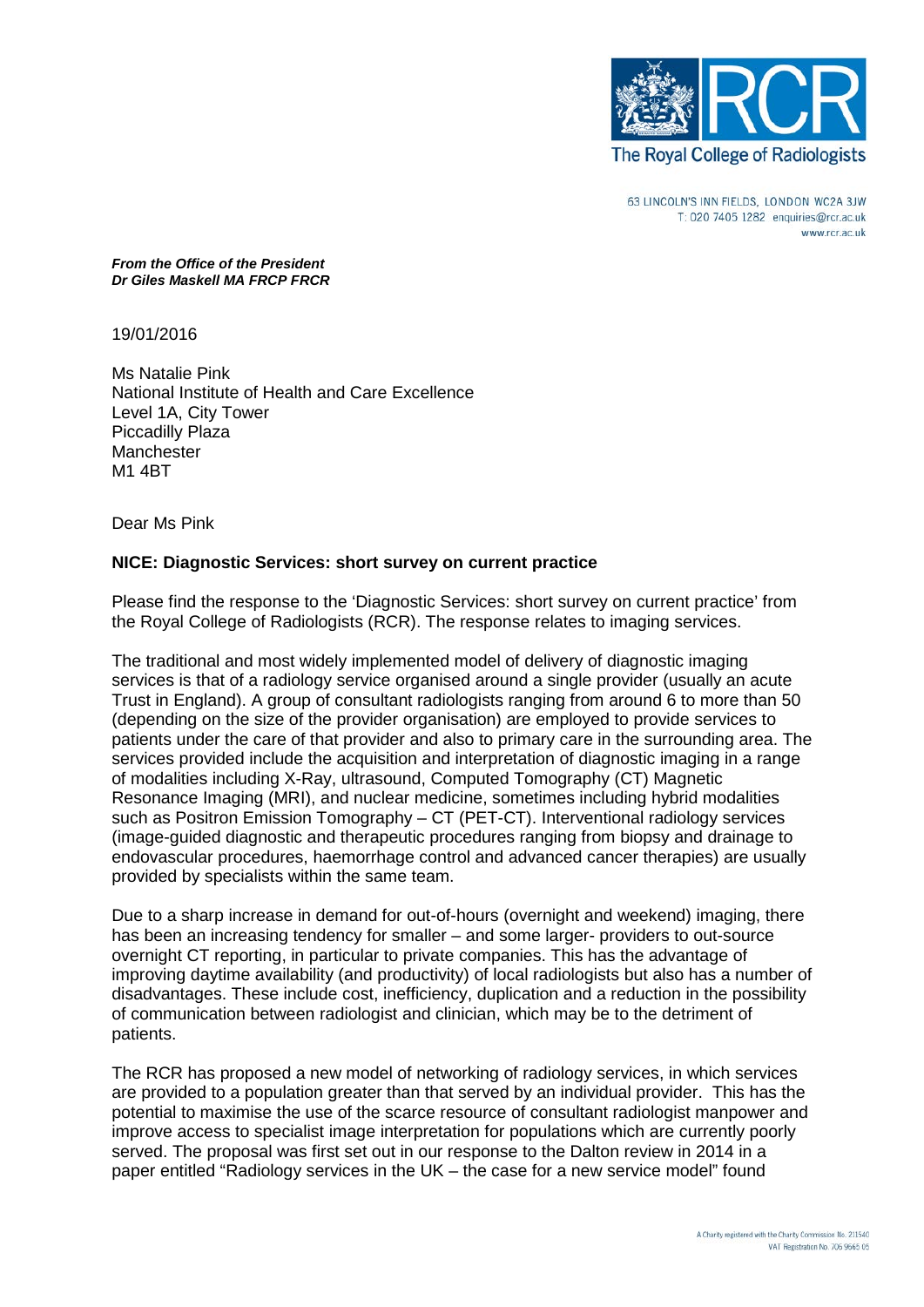The Royal College of Radiologists

63 LINCOLN'S INN FIELDS, LONDON WC2A 3JW
T: 020 7405 1282 enquiries@rcr.ac.uk
www.rcr.ac.uk

***From the Office of the President***
***Dr Giles Maskell MA FRCP FRCR***

19/01/2016

Ms Natalie Pink
National Institute of Health and Care Excellence
Level 1A, City Tower
Piccadilly Plaza
Manchester
M1 4BT

Dear Ms Pink

**NICE: Diagnostic Services: short survey on current practice**

Please find the response to the 'Diagnostic Services: short survey on current practice' from the Royal College of Radiologists (RCR). The response relates to imaging services.

The traditional and most widely implemented model of delivery of diagnostic imaging services is that of a radiology service organised around a single provider (usually an acute Trust in England). A group of consultant radiologists ranging from around 6 to more than 50 (depending on the size of the provider organisation) are employed to provide services to patients under the care of that provider and also to primary care in the surrounding area. The services provided include the acquisition and interpretation of diagnostic imaging in a range of modalities including X-Ray, ultrasound, Computed Tomography (CT) Magnetic Resonance Imaging (MRI), and nuclear medicine, sometimes including hybrid modalities such as Positron Emission Tomography – CT (PET-CT). Interventional radiology services (image-guided diagnostic and therapeutic procedures ranging from biopsy and drainage to endovascular procedures, haemorrhage control and advanced cancer therapies) are usually provided by specialists within the same team.

Due to a sharp increase in demand for out-of-hours (overnight and weekend) imaging, there has been an increasing tendency for smaller – and some larger- providers to out-source overnight CT reporting, in particular to private companies. This has the advantage of improving daytime availability (and productivity) of local radiologists but also has a number of disadvantages. These include cost, inefficiency, duplication and a reduction in the possibility of communication between radiologist and clinician, which may be to the detriment of patients.

The RCR has proposed a new model of networking of radiology services, in which services are provided to a population greater than that served by an individual provider. This has the potential to maximise the use of the scarce resource of consultant radiologist manpower and improve access to specialist image interpretation for populations which are currently poorly served. The proposal was first set out in our response to the Dalton review in 2014 in a paper entitled "Radiology services in the UK – the case for a new service model" found

A Charity registered with the Charity Commission No. 211540
VAT Registration No. 705 9665 05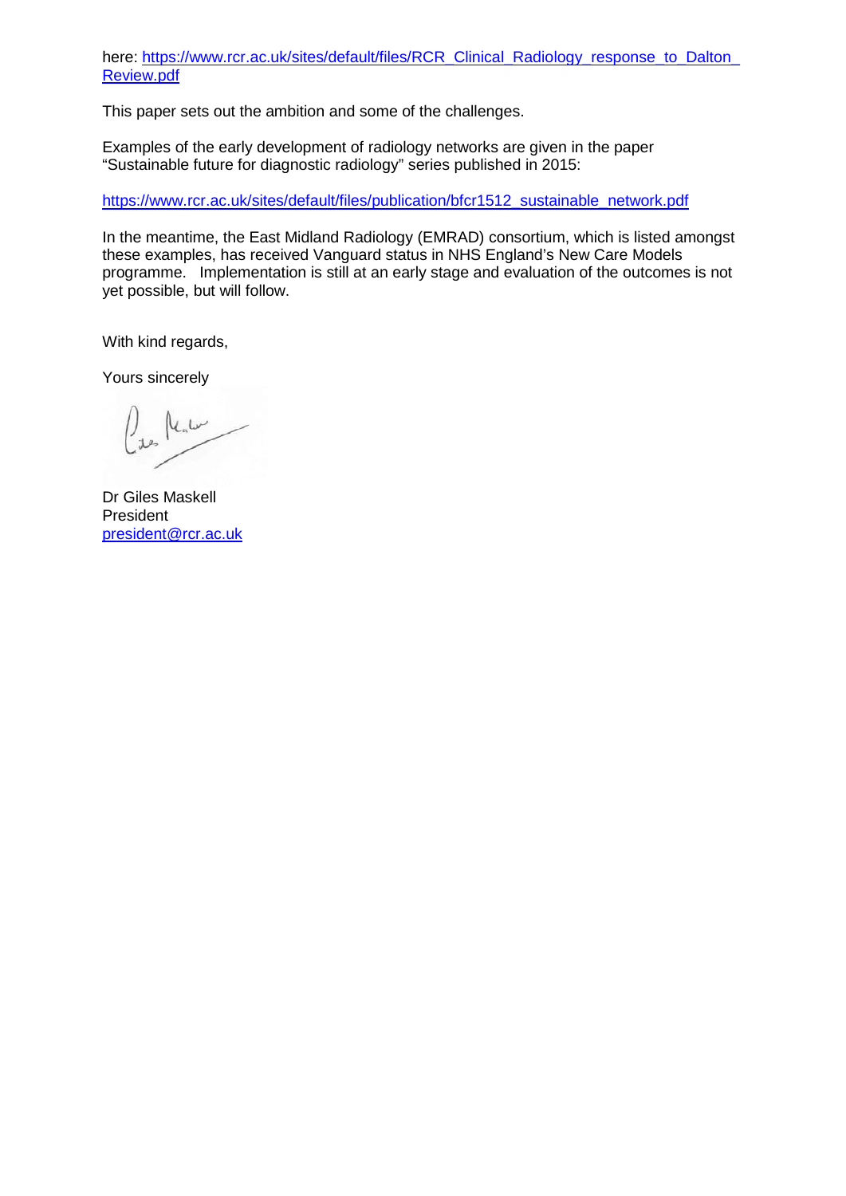here: https://www.rcr.ac.uk/sites/default/files/RCR_Clinical_Radiology_response_to_Dalton_Review.pdf

This paper sets out the ambition and some of the challenges.

Examples of the early development of radiology networks are given in the paper "Sustainable future for diagnostic radiology" series published in 2015:

https://www.rcr.ac.uk/sites/default/files/publication/bfcr1512_sustainable_network.pdf

In the meantime, the East Midland Radiology (EMRAD) consortium, which is listed amongst these examples, has received Vanguard status in NHS England's New Care Models programme. Implementation is still at an early stage and evaluation of the outcomes is not yet possible, but will follow.

With kind regards,

Yours sincerely

Dr Giles Maskell
President
president@rcr.ac.uk